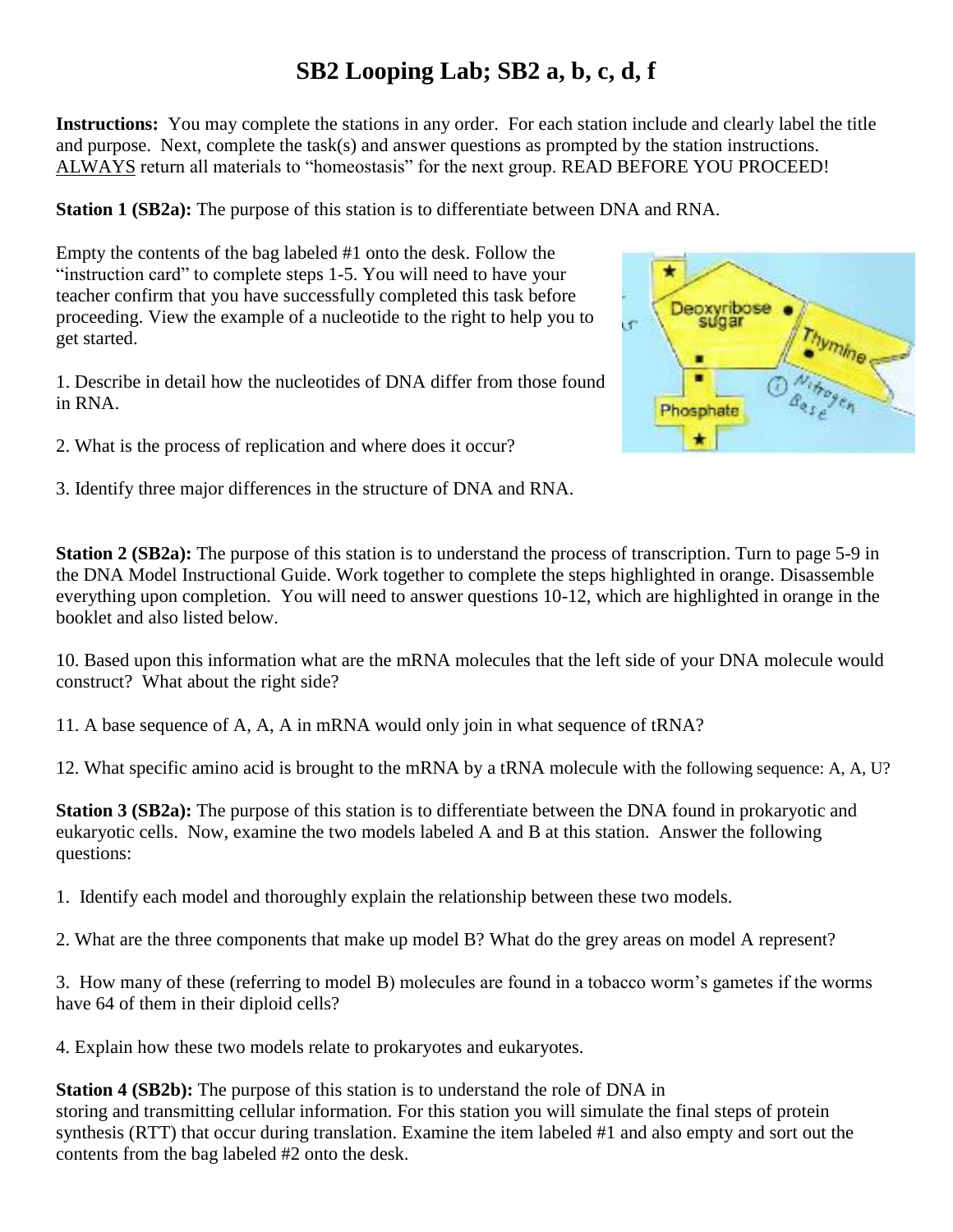# SB2 Looping Lab; SB2 a, b, c, d, f

**Instructions:** You may complete the stations in any order. For each station include and clearly label the title and purpose. Next, complete the task(s) and answer questions as prompted by the station instructions. ALWAYS return all materials to "homeostasis" for the next group. READ BEFORE YOU PROCEED!

**Station 1 (SB2a):** The purpose of this station is to differentiate between DNA and RNA.

Empty the contents of the bag labeled #1 onto the desk. Follow the "instruction card" to complete steps 1-5. You will need to have your teacher confirm that you have successfully completed this task before proceeding. View the example of a nucleotide to the right to help you to get started.

1. Describe in detail how the nucleotides of DNA differ from those found in RNA.

2. What is the process of replication and where does it occur?

3. Identify three major differences in the structure of DNA and RNA.

**Station 2 (SB2a):** The purpose of this station is to understand the process of transcription. Turn to page 5-9 in the DNA Model Instructional Guide. Work together to complete the steps highlighted in orange. Disassemble everything upon completion. You will need to answer questions 10-12, which are highlighted in orange in the booklet and also listed below.

10. Based upon this information what are the mRNA molecules that the left side of your DNA molecule would construct? What about the right side?

11. A base sequence of A, A, A in mRNA would only join in what sequence of tRNA?

12. What specific amino acid is brought to the mRNA by a tRNA molecule with the following sequence: A, A, U?

**Station 3 (SB2a):** The purpose of this station is to differentiate between the DNA found in prokaryotic and eukaryotic cells. Now, examine the two models labeled A and B at this station. Answer the following questions:

1. Identify each model and thoroughly explain the relationship between these two models.

2. What are the three components that make up model B? What do the grey areas on model A represent?

3. How many of these (referring to model B) molecules are found in a tobacco worm's gametes if the worms have 64 of them in their diploid cells?

4. Explain how these two models relate to prokaryotes and eukaryotes.

**Station 4 (SB2b):** The purpose of this station is to understand the role of DNA in storing and transmitting cellular information. For this station you will simulate the final steps of protein synthesis (RTT) that occur during translation. Examine the item labeled #1 and also empty and sort out the contents from the bag labeled #2 onto the desk.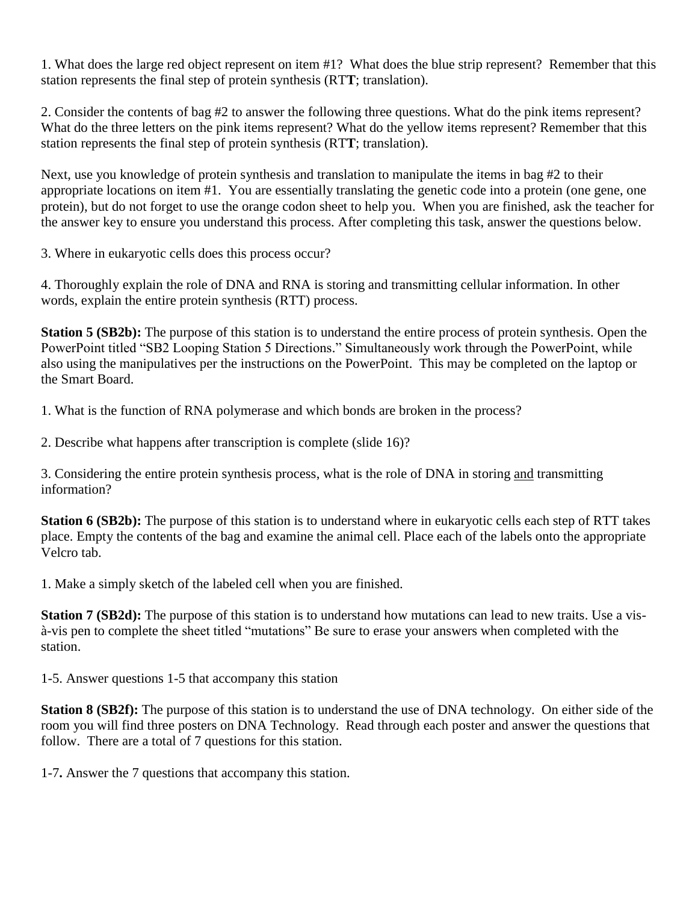1. What does the large red object represent on item #1? What does the blue strip represent? Remember that this station represents the final step of protein synthesis (RT**T**; translation).

2. Consider the contents of bag #2 to answer the following three questions. What do the pink items represent? What do the three letters on the pink items represent? What do the yellow items represent? Remember that this station represents the final step of protein synthesis (RT**T**; translation).

Next, use you knowledge of protein synthesis and translation to manipulate the items in bag #2 to their appropriate locations on item #1. You are essentially translating the genetic code into a protein (one gene, one protein), but do not forget to use the orange codon sheet to help you. When you are finished, ask the teacher for the answer key to ensure you understand this process. After completing this task, answer the questions below.

3. Where in eukaryotic cells does this process occur?

4. Thoroughly explain the role of DNA and RNA is storing and transmitting cellular information. In other words, explain the entire protein synthesis (RTT) process.

**Station 5 (SB2b):** The purpose of this station is to understand the entire process of protein synthesis. Open the PowerPoint titled "SB2 Looping Station 5 Directions." Simultaneously work through the PowerPoint, while also using the manipulatives per the instructions on the PowerPoint. This may be completed on the laptop or the Smart Board.

1. What is the function of RNA polymerase and which bonds are broken in the process?

2. Describe what happens after transcription is complete (slide 16)?

3. Considering the entire protein synthesis process, what is the role of DNA in storing <u>and</u> transmitting information?

**Station 6 (SB2b):** The purpose of this station is to understand where in eukaryotic cells each step of RTT takes place. Empty the contents of the bag and examine the animal cell. Place each of the labels onto the appropriate Velcro tab.

1. Make a simply sketch of the labeled cell when you are finished.

**Station 7 (SB2d):** The purpose of this station is to understand how mutations can lead to new traits. Use a vis-à-vis pen to complete the sheet titled "mutations" Be sure to erase your answers when completed with the station.

1-5. Answer questions 1-5 that accompany this station

**Station 8 (SB2f):** The purpose of this station is to understand the use of DNA technology. On either side of the room you will find three posters on DNA Technology. Read through each poster and answer the questions that follow. There are a total of 7 questions for this station.

1-7**.** Answer the 7 questions that accompany this station.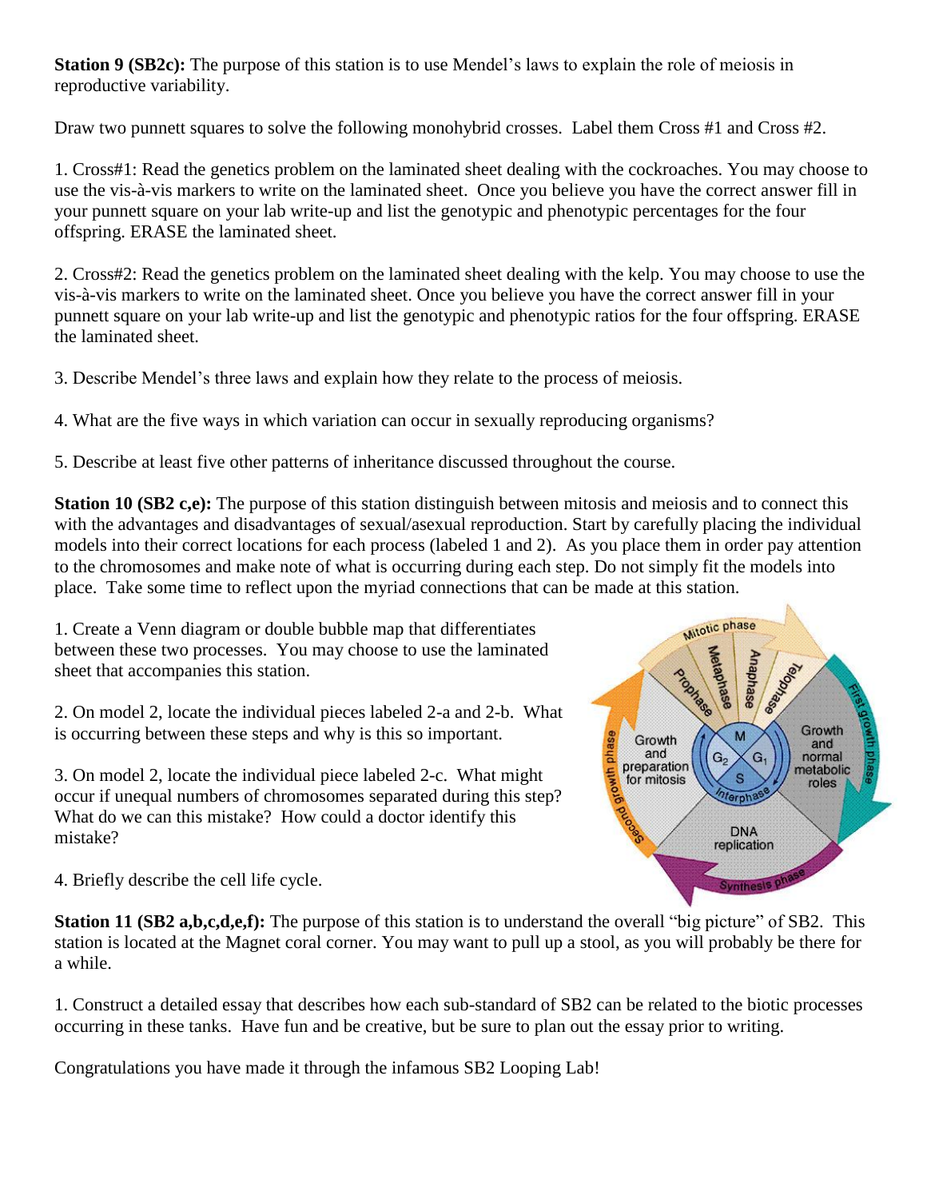**Station 9 (SB2c):** The purpose of this station is to use Mendel's laws to explain the role of meiosis in reproductive variability.

Draw two punnett squares to solve the following monohybrid crosses. Label them Cross #1 and Cross #2.

1. Cross#1: Read the genetics problem on the laminated sheet dealing with the cockroaches. You may choose to use the vis-à-vis markers to write on the laminated sheet. Once you believe you have the correct answer fill in your punnett square on your lab write-up and list the genotypic and phenotypic percentages for the four offspring. ERASE the laminated sheet.

2. Cross#2: Read the genetics problem on the laminated sheet dealing with the kelp. You may choose to use the vis-à-vis markers to write on the laminated sheet. Once you believe you have the correct answer fill in your punnett square on your lab write-up and list the genotypic and phenotypic ratios for the four offspring. ERASE the laminated sheet.

3. Describe Mendel's three laws and explain how they relate to the process of meiosis.

4. What are the five ways in which variation can occur in sexually reproducing organisms?

5. Describe at least five other patterns of inheritance discussed throughout the course.

**Station 10 (SB2 c,e):** The purpose of this station distinguish between mitosis and meiosis and to connect this with the advantages and disadvantages of sexual/asexual reproduction. Start by carefully placing the individual models into their correct locations for each process (labeled 1 and 2). As you place them in order pay attention to the chromosomes and make note of what is occurring during each step. Do not simply fit the models into place. Take some time to reflect upon the myriad connections that can be made at this station.

1. Create a Venn diagram or double bubble map that differentiates between these two processes. You may choose to use the laminated sheet that accompanies this station.

2. On model 2, locate the individual pieces labeled 2-a and 2-b. What is occurring between these steps and why is this so important.

3. On model 2, locate the individual piece labeled 2-c. What might occur if unequal numbers of chromosomes separated during this step? What do we can this mistake? How could a doctor identify this mistake?

4. Briefly describe the cell life cycle.

Mitotic phase
Prophase
Metaphase
Anaphase
Telophase
First growth phase
Growth and normal metabolic roles
M
$G_2$
$G_1$
S
Interphase
Growth and preparation for mitosis
Second growth phase
DNA replication
Synthesis phase

**Station 11 (SB2 a,b,c,d,e,f):** The purpose of this station is to understand the overall "big picture" of SB2. This station is located at the Magnet coral corner. You may want to pull up a stool, as you will probably be there for a while.

1. Construct a detailed essay that describes how each sub-standard of SB2 can be related to the biotic processes occurring in these tanks. Have fun and be creative, but be sure to plan out the essay prior to writing.

Congratulations you have made it through the infamous SB2 Looping Lab!